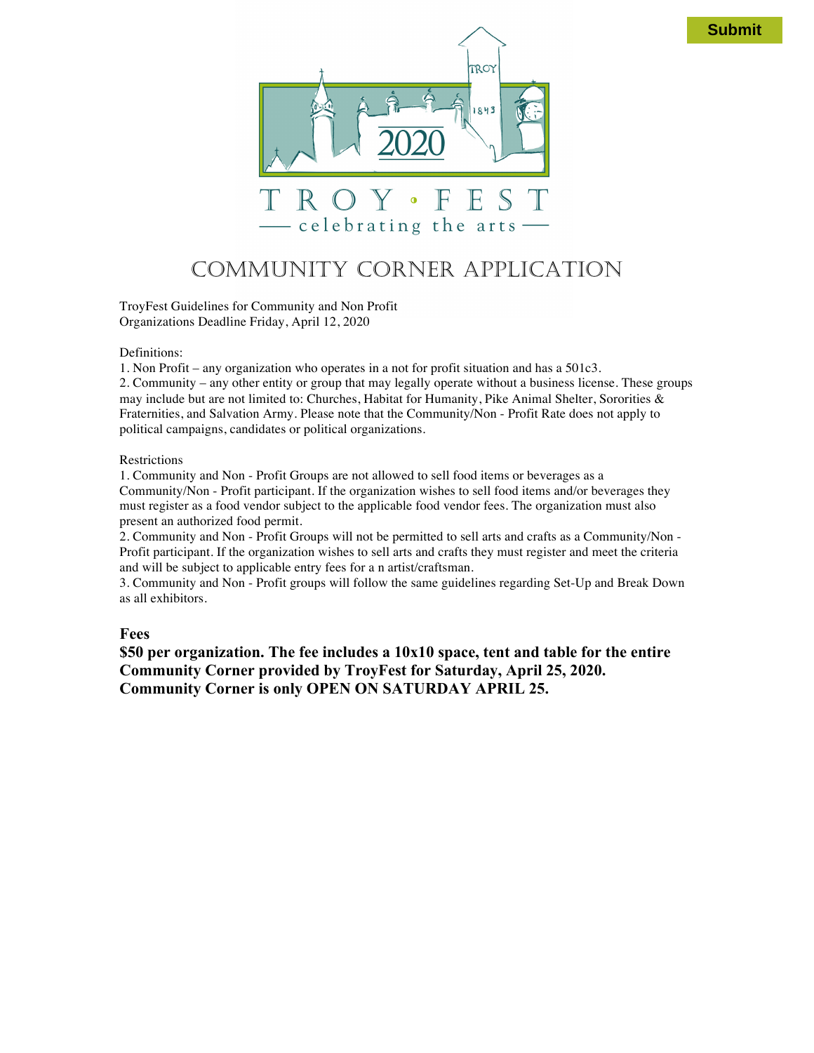Submit

2020

TROY • FEST

celebrating the arts

# COMMUNITY CORNER APPLICATION

TroyFest Guidelines for Community and Non Profit Organizations Deadline Friday, April 12, 2020

Definitions:

1. Non Profit – any organization who operates in a not for profit situation and has a 501c3.
2. Community – any other entity or group that may legally operate without a business license. These groups may include but are not limited to: Churches, Habitat for Humanity, Pike Animal Shelter, Sororities & Fraternities, and Salvation Army. Please note that the Community/Non - Profit Rate does not apply to political campaigns, candidates or political organizations.

Restrictions

1. Community and Non - Profit Groups are not allowed to sell food items or beverages as a Community/Non - Profit participant. If the organization wishes to sell food items and/or beverages they must register as a food vendor subject to the applicable food vendor fees. The organization must also present an authorized food permit.
2. Community and Non - Profit Groups will not be permitted to sell arts and crafts as a Community/Non - Profit participant. If the organization wishes to sell arts and crafts they must register and meet the criteria and will be subject to applicable entry fees for a n artist/craftsman.
3. Community and Non - Profit groups will follow the same guidelines regarding Set-Up and Break Down as all exhibitors.

**Fees**

**$50 per organization. The fee includes a 10x10 space, tent and table for the entire Community Corner provided by TroyFest for Saturday, April 25, 2020. Community Corner is only OPEN ON SATURDAY APRIL 25.**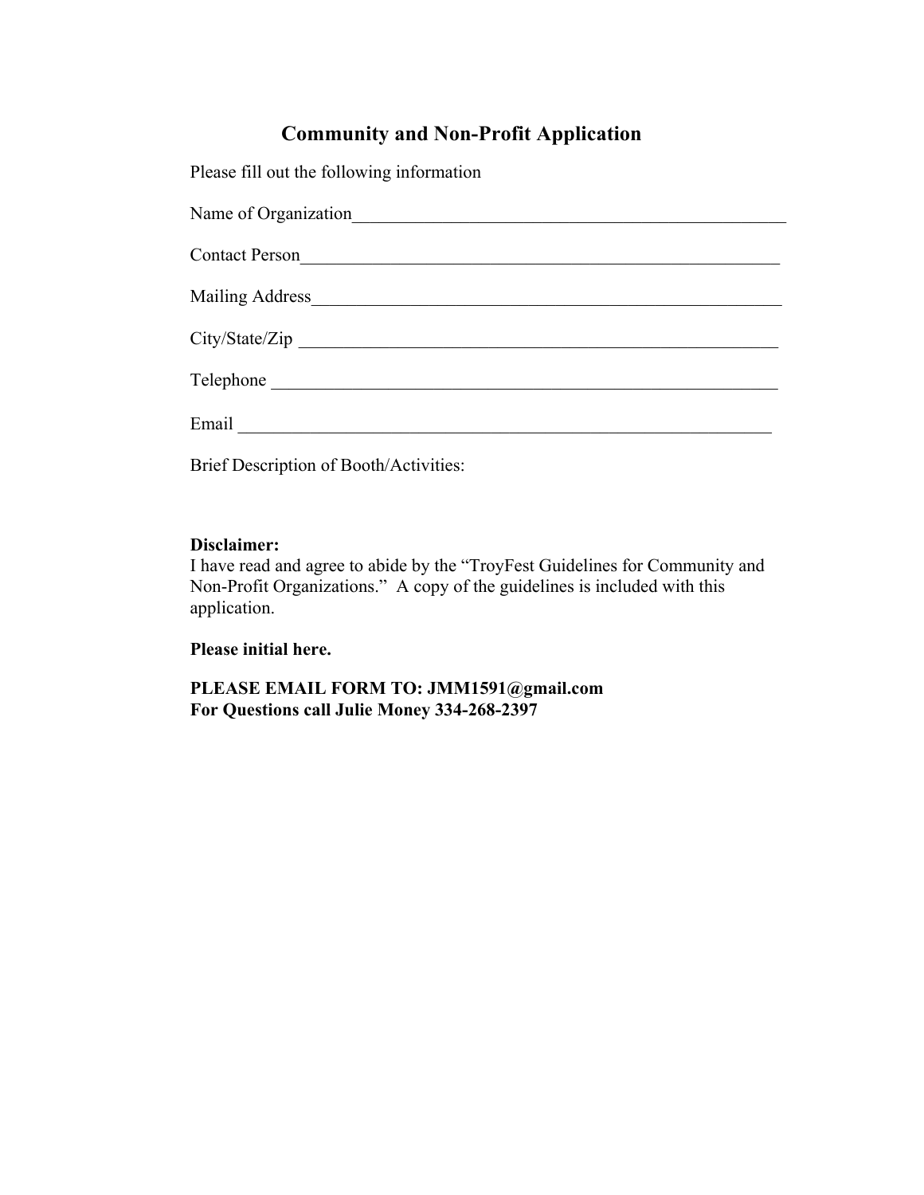# Community and Non-Profit Application

Please fill out the following information

Name of Organization___________________________________________________

Contact Person_______________________________________________________

Mailing Address______________________________________________________

City/State/Zip _______________________________________________________

Telephone ___________________________________________________________

Email ______________________________________________________________

Brief Description of Booth/Activities:

**Disclaimer:**
I have read and agree to abide by the "TroyFest Guidelines for Community and Non-Profit Organizations." A copy of the guidelines is included with this application.

**Please initial here.**

**PLEASE EMAIL FORM TO: JMM1591@gmail.com**
**For Questions call Julie Money 334-268-2397**